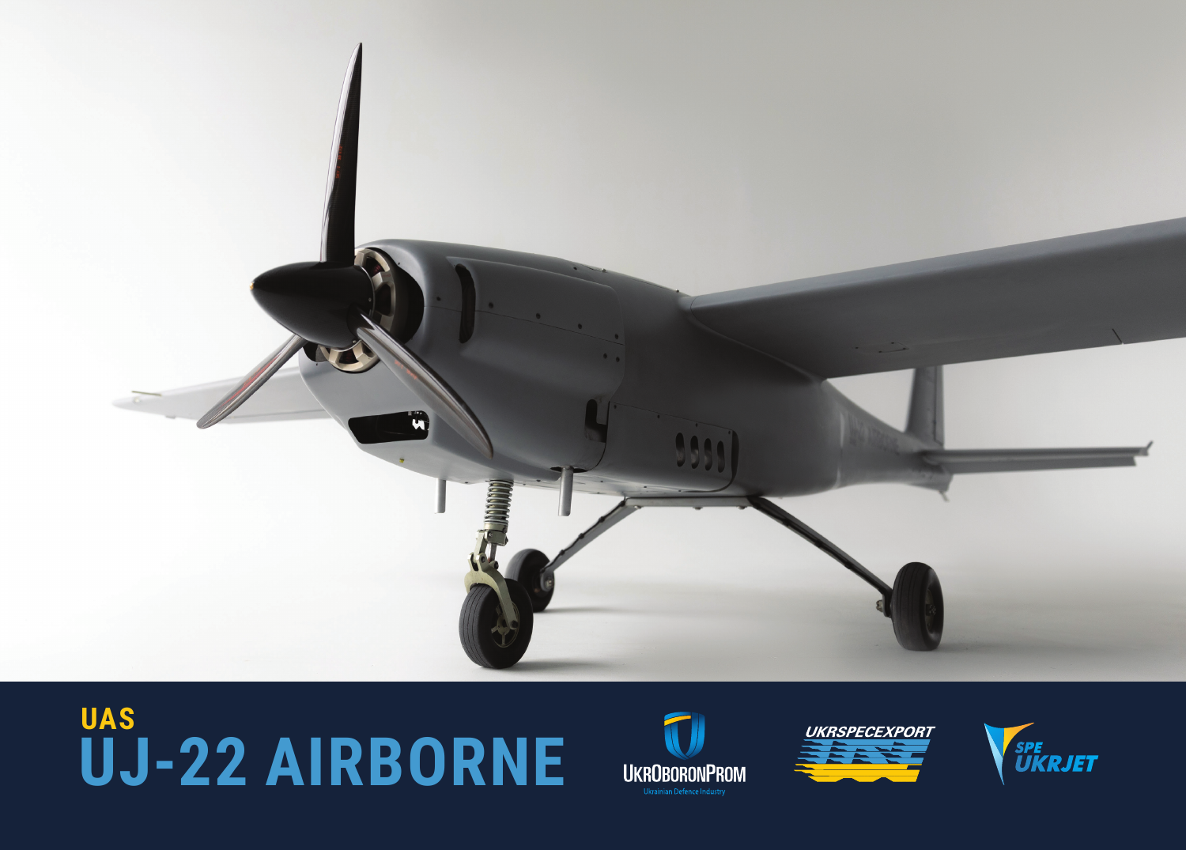UAS

# UJ-22 AIRBORNE

UkrOboronProm

Ukrainian Defence Industry

UKRSPECEXPORT

SPE UKRJET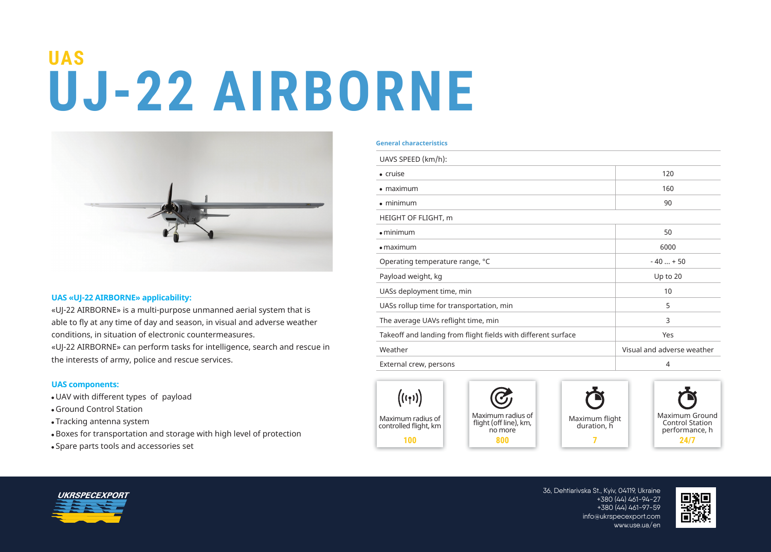# UAS

# UJ-22 AIRBORNE

### UAS «UJ-22 AIRBORNE» applicability:

«UJ-22 AIRBORNE» is a multi-purpose unmanned aerial system that is able to fly at any time of day and season, in visual and adverse weather conditions, in situation of electronic countermeasures.
«UJ-22 AIRBORNE» can perform tasks for intelligence, search and rescue in the interests of army, police and rescue services.

### UAS components:

- UAV with different types of payload
- Ground Control Station
- Tracking antenna system
- Boxes for transportation and storage with high level of protection
- Spare parts tools and accessories set

**General characteristics**

| | |
|---|---|
| UAVS SPEED (km/h): | |
| • cruise | 120 |
| • maximum | 160 |
| • minimum | 90 |
| HEIGHT OF FLIGHT, m | |
| • minimum | 50 |
| • maximum | 6000 |
| Operating temperature range, °C | - 40 ... + 50 |
| Payload weight, kg | Up to 20 |
| UASs deployment time, min | 10 |
| UASs rollup time for transportation, min | 5 |
| The average UAVs reflight time, min | 3 |
| Takeoff and landing from flight fields with different surface | Yes |
| Weather | Visual and adverse weather |
| External crew, persons | 4 |

Maximum radius of controlled flight, km
**100**

Maximum radius of flight (off line), km, no more
**800**

Maximum flight duration, h
**7**

Maximum Ground Control Station performance, h
**24/7**

UKRSPECEXPORT

36, Dehtiarivska St., Kyiv, 04119, Ukraine
+380 (44) 461-94-27
+380 (44) 461-97-59
info@ukrspecexport.com
www.use.ua/en